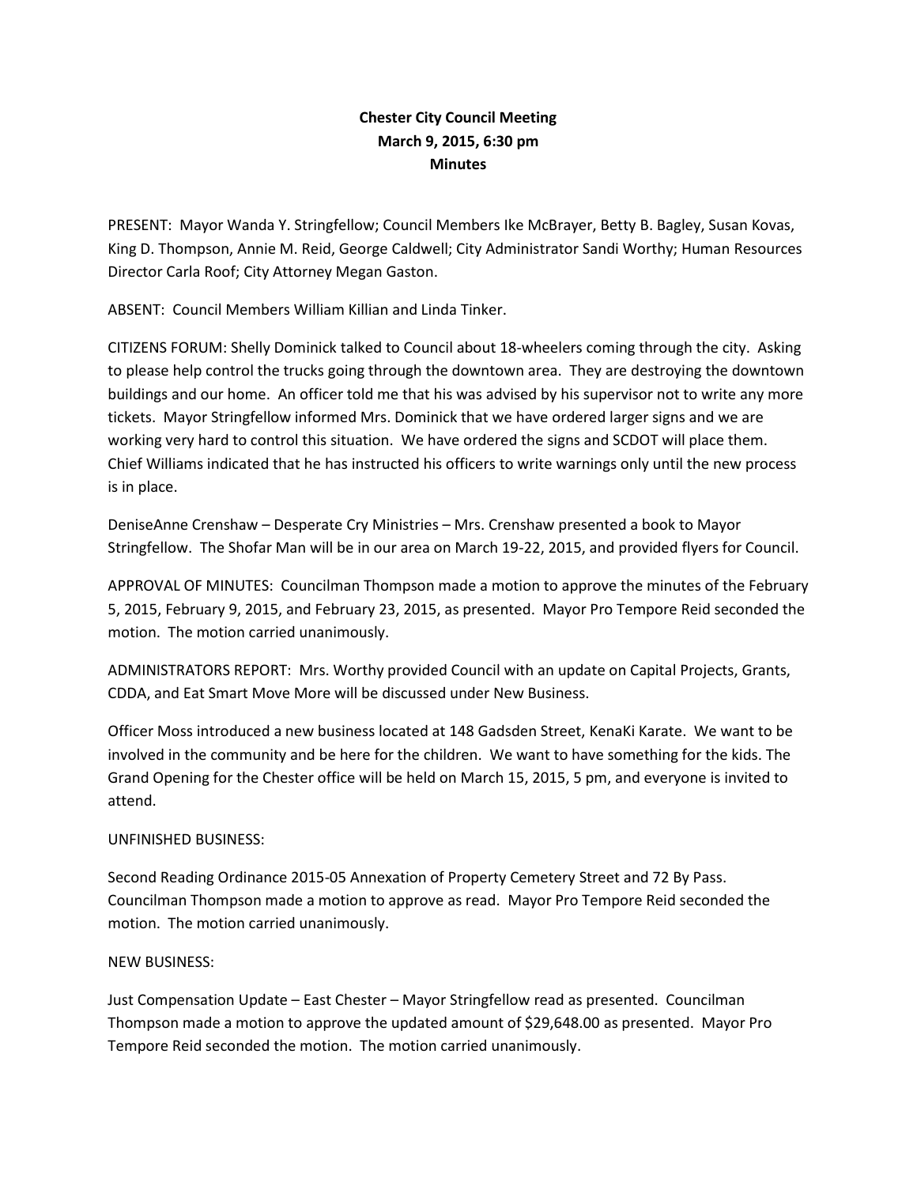**Chester City Council Meeting**
**March 9, 2015, 6:30 pm**
**Minutes**

PRESENT: Mayor Wanda Y. Stringfellow; Council Members Ike McBrayer, Betty B. Bagley, Susan Kovas, King D. Thompson, Annie M. Reid, George Caldwell; City Administrator Sandi Worthy; Human Resources Director Carla Roof; City Attorney Megan Gaston.

ABSENT: Council Members William Killian and Linda Tinker.

CITIZENS FORUM: Shelly Dominick talked to Council about 18-wheelers coming through the city. Asking to please help control the trucks going through the downtown area. They are destroying the downtown buildings and our home. An officer told me that his was advised by his supervisor not to write any more tickets. Mayor Stringfellow informed Mrs. Dominick that we have ordered larger signs and we are working very hard to control this situation. We have ordered the signs and SCDOT will place them. Chief Williams indicated that he has instructed his officers to write warnings only until the new process is in place.

DeniseAnne Crenshaw – Desperate Cry Ministries – Mrs. Crenshaw presented a book to Mayor Stringfellow. The Shofar Man will be in our area on March 19-22, 2015, and provided flyers for Council.

APPROVAL OF MINUTES: Councilman Thompson made a motion to approve the minutes of the February 5, 2015, February 9, 2015, and February 23, 2015, as presented. Mayor Pro Tempore Reid seconded the motion. The motion carried unanimously.

ADMINISTRATORS REPORT: Mrs. Worthy provided Council with an update on Capital Projects, Grants, CDDA, and Eat Smart Move More will be discussed under New Business.

Officer Moss introduced a new business located at 148 Gadsden Street, KenaKi Karate. We want to be involved in the community and be here for the children. We want to have something for the kids. The Grand Opening for the Chester office will be held on March 15, 2015, 5 pm, and everyone is invited to attend.

UNFINISHED BUSINESS:

Second Reading Ordinance 2015-05 Annexation of Property Cemetery Street and 72 By Pass. Councilman Thompson made a motion to approve as read. Mayor Pro Tempore Reid seconded the motion. The motion carried unanimously.

NEW BUSINESS:

Just Compensation Update – East Chester – Mayor Stringfellow read as presented. Councilman Thompson made a motion to approve the updated amount of $29,648.00 as presented. Mayor Pro Tempore Reid seconded the motion. The motion carried unanimously.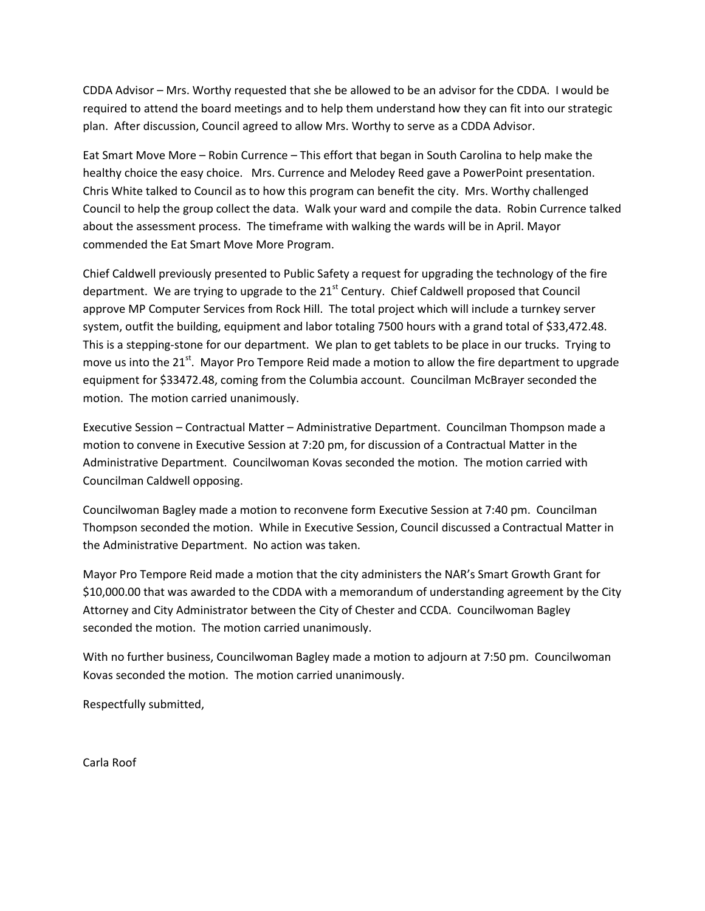CDDA Advisor – Mrs. Worthy requested that she be allowed to be an advisor for the CDDA. I would be required to attend the board meetings and to help them understand how they can fit into our strategic plan. After discussion, Council agreed to allow Mrs. Worthy to serve as a CDDA Advisor.

Eat Smart Move More – Robin Currence – This effort that began in South Carolina to help make the healthy choice the easy choice. Mrs. Currence and Melodey Reed gave a PowerPoint presentation. Chris White talked to Council as to how this program can benefit the city. Mrs. Worthy challenged Council to help the group collect the data. Walk your ward and compile the data. Robin Currence talked about the assessment process. The timeframe with walking the wards will be in April. Mayor commended the Eat Smart Move More Program.

Chief Caldwell previously presented to Public Safety a request for upgrading the technology of the fire department. We are trying to upgrade to the 21st Century. Chief Caldwell proposed that Council approve MP Computer Services from Rock Hill. The total project which will include a turnkey server system, outfit the building, equipment and labor totaling 7500 hours with a grand total of $33,472.48. This is a stepping-stone for our department. We plan to get tablets to be place in our trucks. Trying to move us into the 21st. Mayor Pro Tempore Reid made a motion to allow the fire department to upgrade equipment for $33472.48, coming from the Columbia account. Councilman McBrayer seconded the motion. The motion carried unanimously.

Executive Session – Contractual Matter – Administrative Department. Councilman Thompson made a motion to convene in Executive Session at 7:20 pm, for discussion of a Contractual Matter in the Administrative Department. Councilwoman Kovas seconded the motion. The motion carried with Councilman Caldwell opposing.

Councilwoman Bagley made a motion to reconvene form Executive Session at 7:40 pm. Councilman Thompson seconded the motion. While in Executive Session, Council discussed a Contractual Matter in the Administrative Department. No action was taken.

Mayor Pro Tempore Reid made a motion that the city administers the NAR's Smart Growth Grant for $10,000.00 that was awarded to the CDDA with a memorandum of understanding agreement by the City Attorney and City Administrator between the City of Chester and CCDA. Councilwoman Bagley seconded the motion. The motion carried unanimously.

With no further business, Councilwoman Bagley made a motion to adjourn at 7:50 pm. Councilwoman Kovas seconded the motion. The motion carried unanimously.

Respectfully submitted,

Carla Roof